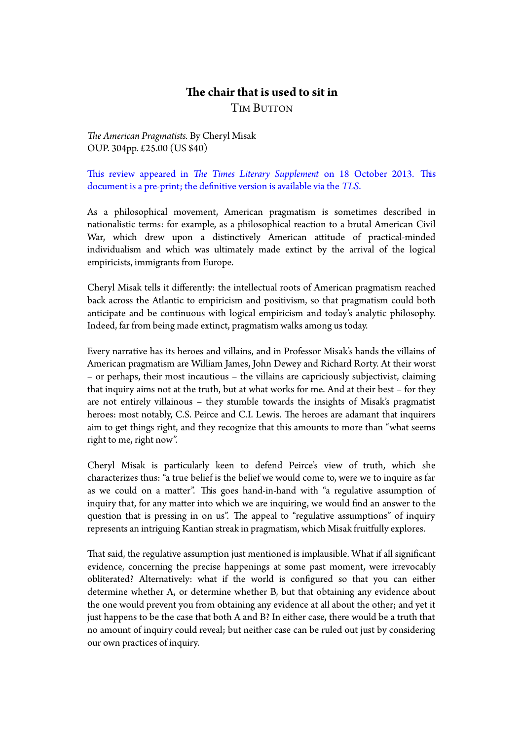# The chair that is used to sit in

TIM BUTTON

*The American Pragmatists.* By Cheryl Misak
OUP. 304pp. £25.00 (US $40)

This review appeared in *The Times Literary Supplement* on 18 October 2013. This document is a pre-print; the definitive version is available via the *TLS*.

As a philosophical movement, American pragmatism is sometimes described in nationalistic terms: for example, as a philosophical reaction to a brutal American Civil War, which drew upon a distinctively American attitude of practical-minded individualism and which was ultimately made extinct by the arrival of the logical empiricists, immigrants from Europe.

Cheryl Misak tells it differently: the intellectual roots of American pragmatism reached back across the Atlantic to empiricism and positivism, so that pragmatism could both anticipate and be continuous with logical empiricism and today's analytic philosophy. Indeed, far from being made extinct, pragmatism walks among us today.

Every narrative has its heroes and villains, and in Professor Misak's hands the villains of American pragmatism are William James, John Dewey and Richard Rorty. At their worst – or perhaps, their most incautious – the villains are capriciously subjectivist, claiming that inquiry aims not at the truth, but at what works for me. And at their best – for they are not entirely villainous – they stumble towards the insights of Misak's pragmatist heroes: most notably, C.S. Peirce and C.I. Lewis. The heroes are adamant that inquirers aim to get things right, and they recognize that this amounts to more than "what seems right to me, right now".

Cheryl Misak is particularly keen to defend Peirce's view of truth, which she characterizes thus: "a true belief is the belief we would come to, were we to inquire as far as we could on a matter". This goes hand-in-hand with "a regulative assumption of inquiry that, for any matter into which we are inquiring, we would find an answer to the question that is pressing in on us". The appeal to "regulative assumptions" of inquiry represents an intriguing Kantian streak in pragmatism, which Misak fruitfully explores.

That said, the regulative assumption just mentioned is implausible. What if all significant evidence, concerning the precise happenings at some past moment, were irrevocably obliterated? Alternatively: what if the world is configured so that you can either determine whether A, or determine whether B, but that obtaining any evidence about the one would prevent you from obtaining any evidence at all about the other; and yet it just happens to be the case that both A and B? In either case, there would be a truth that no amount of inquiry could reveal; but neither case can be ruled out just by considering our own practices of inquiry.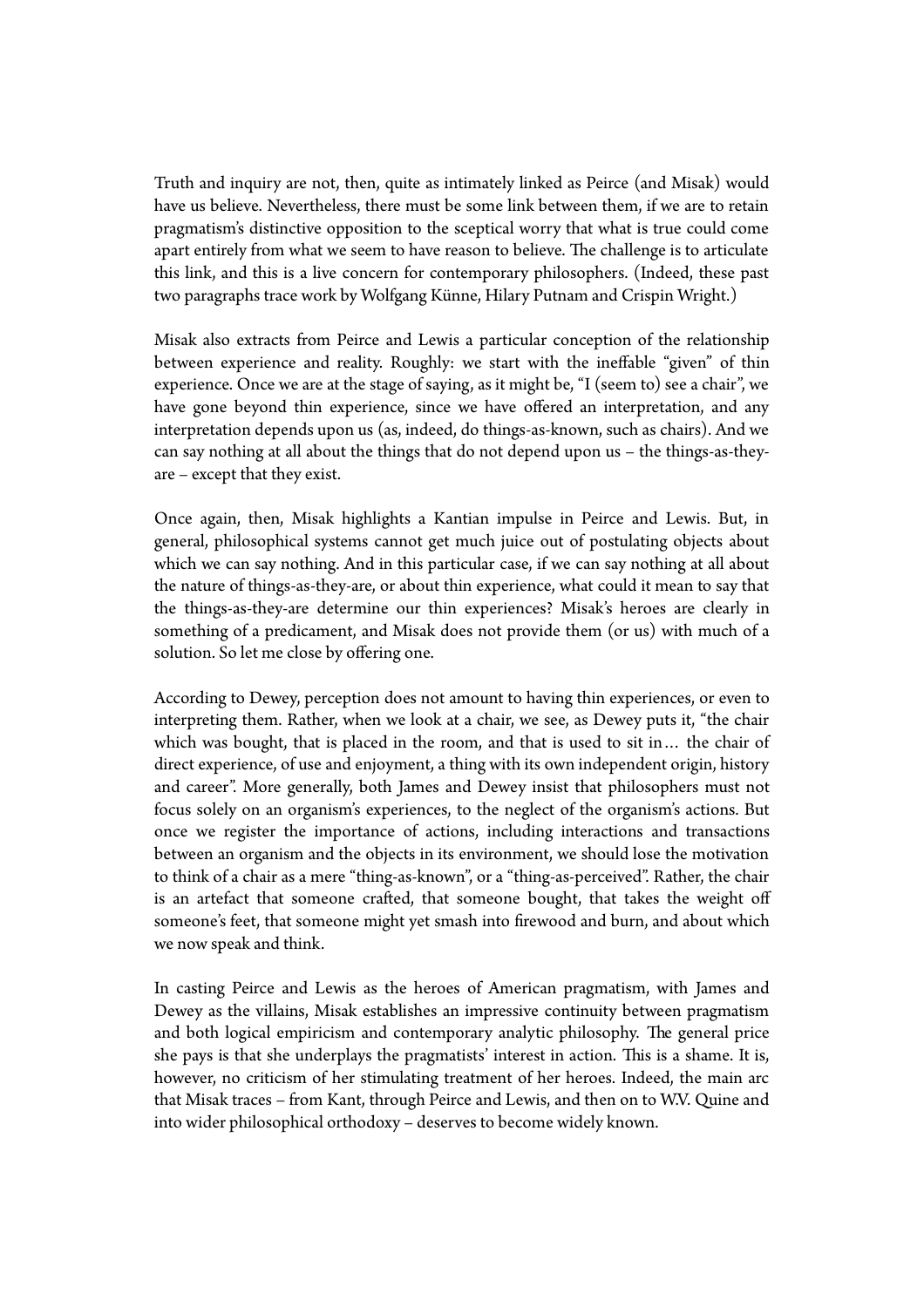Truth and inquiry are not, then, quite as intimately linked as Peirce (and Misak) would have us believe. Nevertheless, there must be some link between them, if we are to retain pragmatism's distinctive opposition to the sceptical worry that what is true could come apart entirely from what we seem to have reason to believe. The challenge is to articulate this link, and this is a live concern for contemporary philosophers. (Indeed, these past two paragraphs trace work by Wolfgang Künne, Hilary Putnam and Crispin Wright.)

Misak also extracts from Peirce and Lewis a particular conception of the relationship between experience and reality. Roughly: we start with the ineffable "given" of thin experience. Once we are at the stage of saying, as it might be, "I (seem to) see a chair", we have gone beyond thin experience, since we have offered an interpretation, and any interpretation depends upon us (as, indeed, do things-as-known, such as chairs). And we can say nothing at all about the things that do not depend upon us – the things-as-they-are – except that they exist.

Once again, then, Misak highlights a Kantian impulse in Peirce and Lewis. But, in general, philosophical systems cannot get much juice out of postulating objects about which we can say nothing. And in this particular case, if we can say nothing at all about the nature of things-as-they-are, or about thin experience, what could it mean to say that the things-as-they-are determine our thin experiences? Misak's heroes are clearly in something of a predicament, and Misak does not provide them (or us) with much of a solution. So let me close by offering one.

According to Dewey, perception does not amount to having thin experiences, or even to interpreting them. Rather, when we look at a chair, we see, as Dewey puts it, "the chair which was bought, that is placed in the room, and that is used to sit in… the chair of direct experience, of use and enjoyment, a thing with its own independent origin, history and career". More generally, both James and Dewey insist that philosophers must not focus solely on an organism's experiences, to the neglect of the organism's actions. But once we register the importance of actions, including interactions and transactions between an organism and the objects in its environment, we should lose the motivation to think of a chair as a mere "thing-as-known", or a "thing-as-perceived". Rather, the chair is an artefact that someone crafted, that someone bought, that takes the weight off someone's feet, that someone might yet smash into firewood and burn, and about which we now speak and think.

In casting Peirce and Lewis as the heroes of American pragmatism, with James and Dewey as the villains, Misak establishes an impressive continuity between pragmatism and both logical empiricism and contemporary analytic philosophy. The general price she pays is that she underplays the pragmatists' interest in action. This is a shame. It is, however, no criticism of her stimulating treatment of her heroes. Indeed, the main arc that Misak traces – from Kant, through Peirce and Lewis, and then on to W.V. Quine and into wider philosophical orthodoxy – deserves to become widely known.